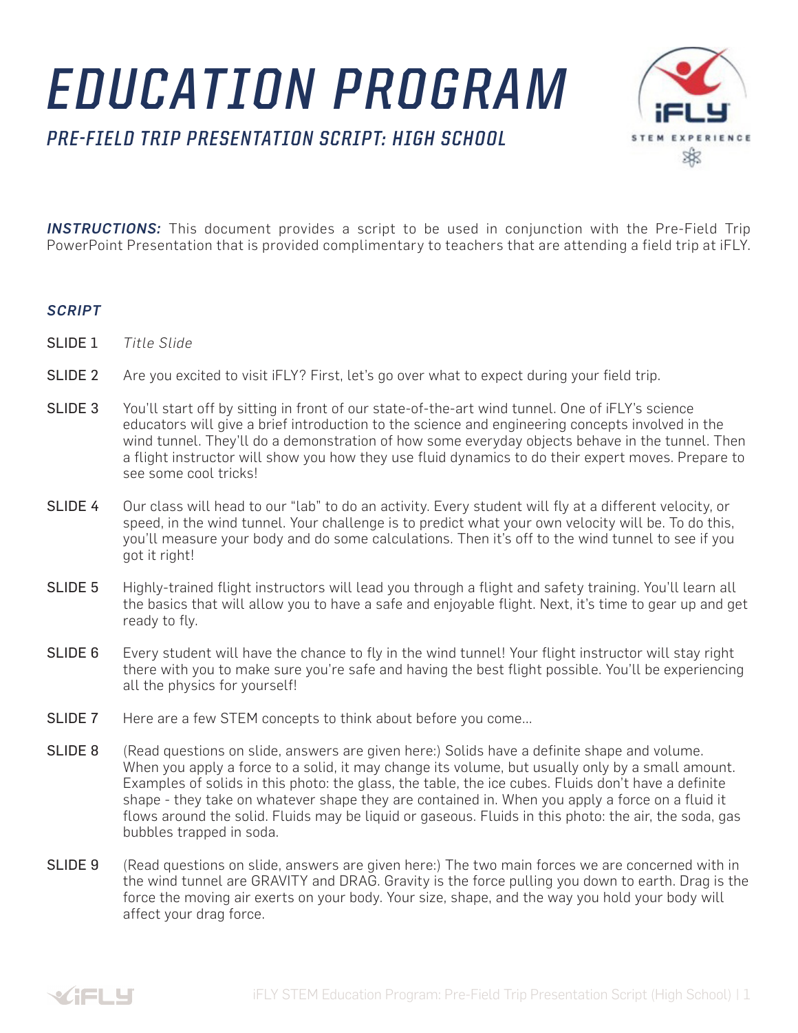# EDUCATION PROGRAM

## PRE-FIELD TRIP PRESENTATION SCRIPT: HIGH SCHOOL

***INSTRUCTIONS:*** This document provides a script to be used in conjunction with the Pre-Field Trip PowerPoint Presentation that is provided complimentary to teachers that are attending a field trip at iFLY.

### *SCRIPT*

SLIDE 1 *Title Slide*

SLIDE 2 Are you excited to visit iFLY? First, let's go over what to expect during your field trip.

SLIDE 3 You'll start off by sitting in front of our state-of-the-art wind tunnel. One of iFLY's science educators will give a brief introduction to the science and engineering concepts involved in the wind tunnel. They'll do a demonstration of how some everyday objects behave in the tunnel. Then a flight instructor will show you how they use fluid dynamics to do their expert moves. Prepare to see some cool tricks!

SLIDE 4 Our class will head to our "lab" to do an activity. Every student will fly at a different velocity, or speed, in the wind tunnel. Your challenge is to predict what your own velocity will be. To do this, you'll measure your body and do some calculations. Then it's off to the wind tunnel to see if you got it right!

SLIDE 5 Highly-trained flight instructors will lead you through a flight and safety training. You'll learn all the basics that will allow you to have a safe and enjoyable flight. Next, it's time to gear up and get ready to fly.

SLIDE 6 Every student will have the chance to fly in the wind tunnel! Your flight instructor will stay right there with you to make sure you're safe and having the best flight possible. You'll be experiencing all the physics for yourself!

SLIDE 7 Here are a few STEM concepts to think about before you come...

SLIDE 8 (Read questions on slide, answers are given here:) Solids have a definite shape and volume. When you apply a force to a solid, it may change its volume, but usually only by a small amount. Examples of solids in this photo: the glass, the table, the ice cubes. Fluids don't have a definite shape - they take on whatever shape they are contained in. When you apply a force on a fluid it flows around the solid. Fluids may be liquid or gaseous. Fluids in this photo: the air, the soda, gas bubbles trapped in soda.

SLIDE 9 (Read questions on slide, answers are given here:) The two main forces we are concerned with in the wind tunnel are GRAVITY and DRAG. Gravity is the force pulling you down to earth. Drag is the force the moving air exerts on your body. Your size, shape, and the way you hold your body will affect your drag force.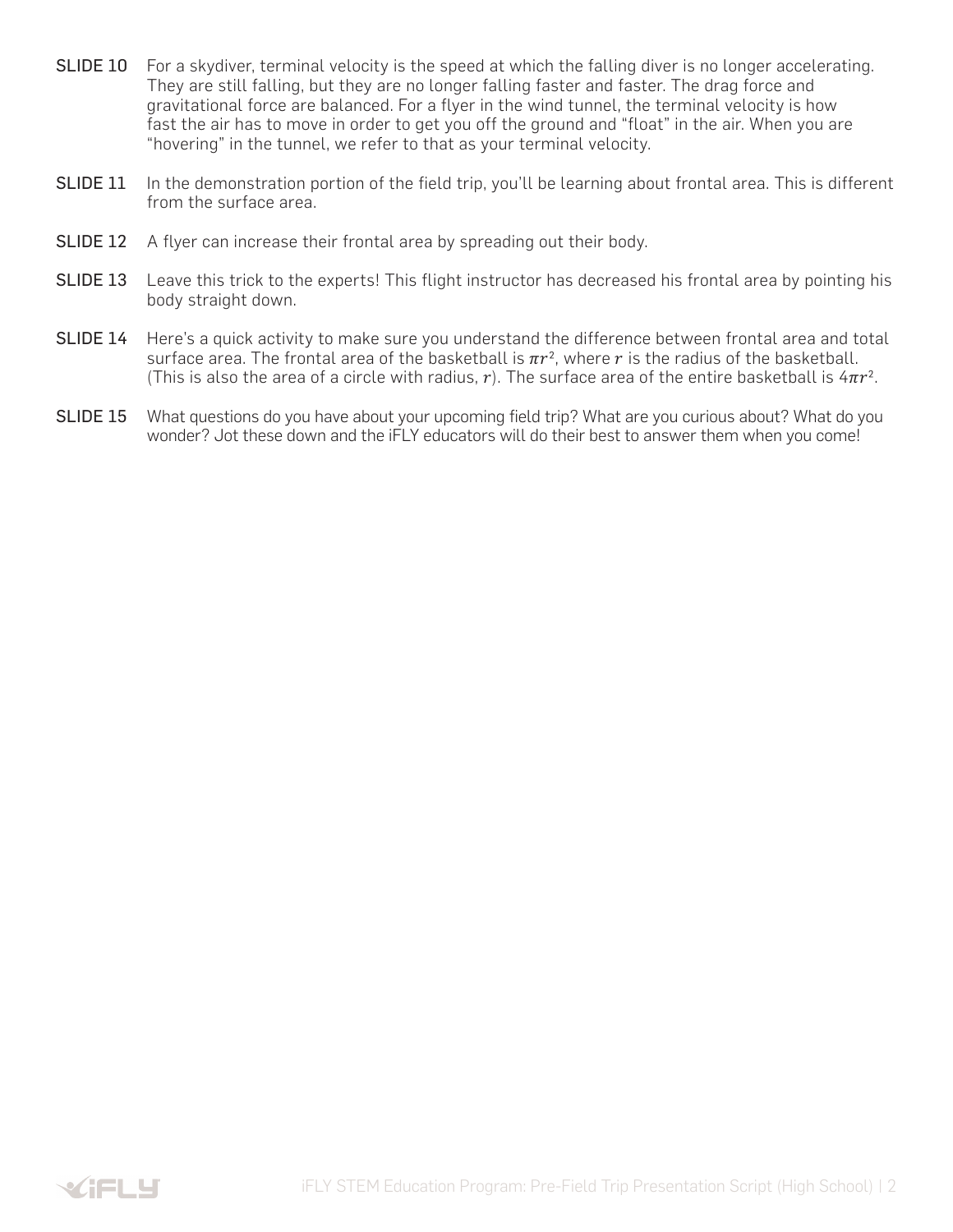**SLIDE 10** For a skydiver, terminal velocity is the speed at which the falling diver is no longer accelerating. They are still falling, but they are no longer falling faster and faster. The drag force and gravitational force are balanced. For a flyer in the wind tunnel, the terminal velocity is how fast the air has to move in order to get you off the ground and "float" in the air. When you are "hovering" in the tunnel, we refer to that as your terminal velocity.

**SLIDE 11** In the demonstration portion of the field trip, you'll be learning about frontal area. This is different from the surface area.

**SLIDE 12** A flyer can increase their frontal area by spreading out their body.

**SLIDE 13** Leave this trick to the experts! This flight instructor has decreased his frontal area by pointing his body straight down.

**SLIDE 14** Here's a quick activity to make sure you understand the difference between frontal area and total surface area. The frontal area of the basketball is $\pi r^2$, where $r$ is the radius of the basketball. (This is also the area of a circle with radius, $r$). The surface area of the entire basketball is $4\pi r^2$.

**SLIDE 15** What questions do you have about your upcoming field trip? What are you curious about? What do you wonder? Jot these down and the iFLY educators will do their best to answer them when you come!